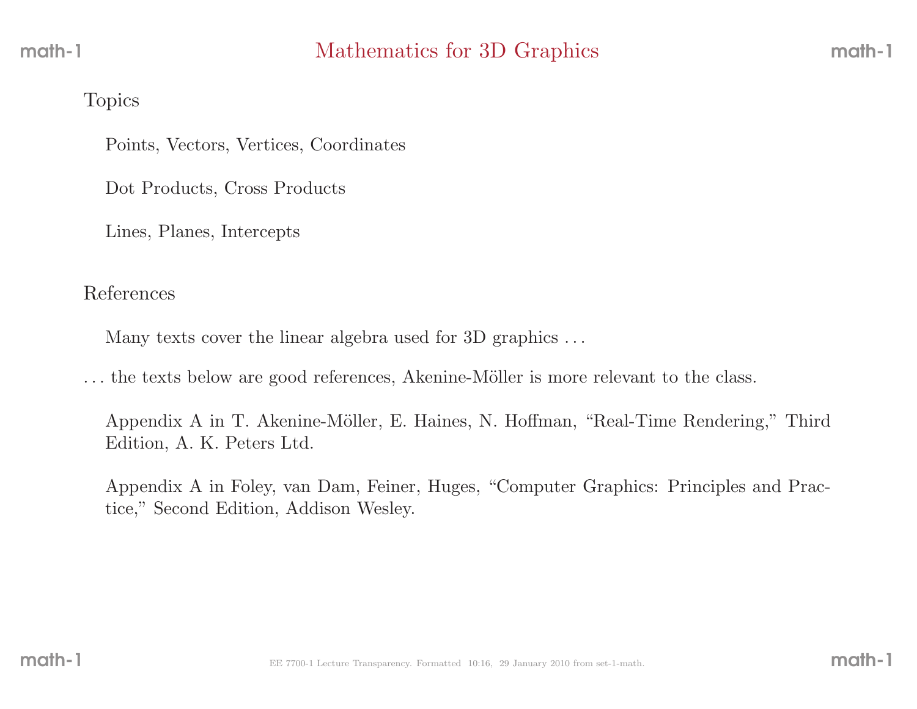# Mathematics for 3D Graphics

## Topics

Points, Vectors, Vertices, Coordinates

Dot Products, Cross Products

Lines, Planes, Intercepts

## References

Many texts cover the linear algebra used for 3D graphics . . .

. . . the texts below are good references, Akenine-Möller is more relevant to the class.

Appendix A in T. Akenine-Möller, E. Haines, N. Hoffman, "Real-Time Rendering," Third Edition, A. K. Peters Ltd.

Appendix A in Foley, van Dam, Feiner, Huges, "Computer Graphics: Principles and Practice," Second Edition, Addison Wesley.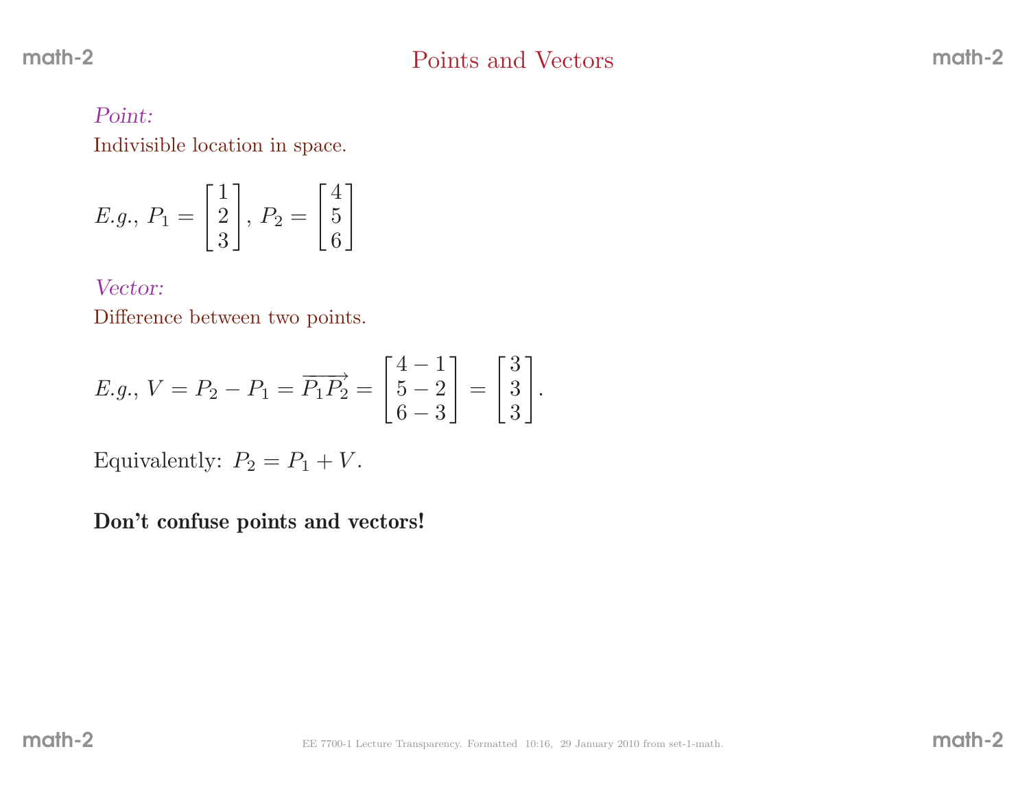# Points and Vectors

*Point:*

Indivisible location in space.

*E.g.*, $P_1 = \begin{bmatrix} 1 \\ 2 \\ 3 \end{bmatrix}$, $P_2 = \begin{bmatrix} 4 \\ 5 \\ 6 \end{bmatrix}$

*Vector:*

Difference between two points.

$$E.g., V = P_2 - P_1 = \overrightarrow{P_1 P_2} = \begin{bmatrix} 4-1 \\ 5-2 \\ 6-3 \end{bmatrix} = \begin{bmatrix} 3 \\ 3 \\ 3 \end{bmatrix}.$$

Equivalently: $P_2 = P_1 + V$.

**Don't confuse points and vectors!**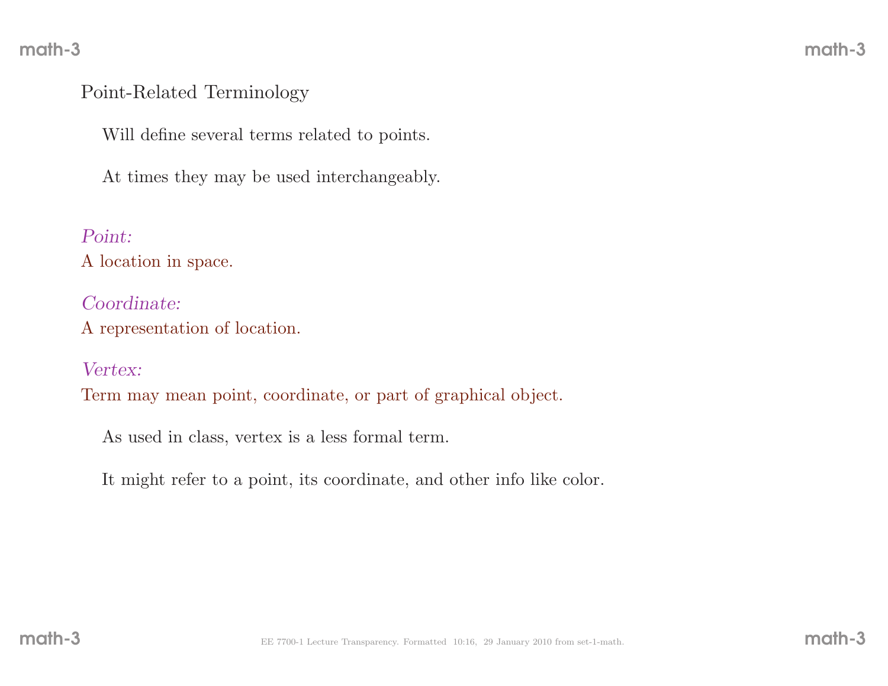## Point-Related Terminology

Will define several terms related to points.

At times they may be used interchangeably.

*Point:*
A location in space.

*Coordinate:*
A representation of location.

*Vertex:*
Term may mean point, coordinate, or part of graphical object.

As used in class, vertex is a less formal term.

It might refer to a point, its coordinate, and other info like color.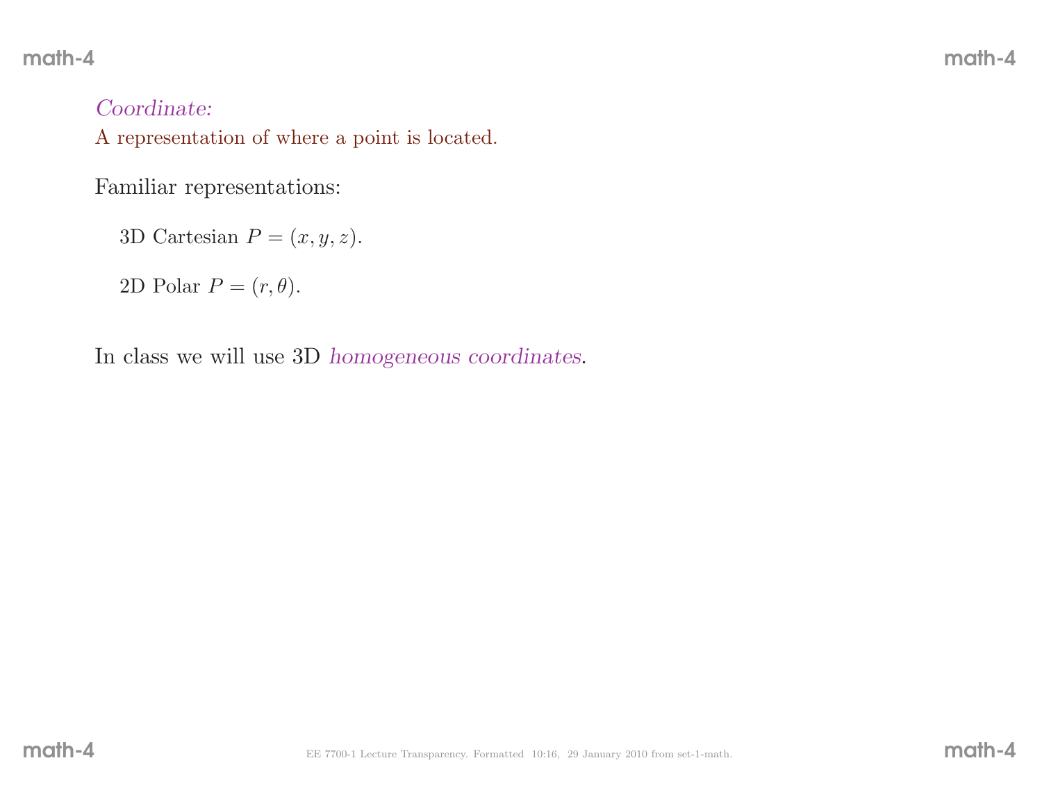*Coordinate:*
A representation of where a point is located.

Familiar representations:

3D Cartesian $P = (x, y, z)$.

2D Polar $P = (r, \theta)$.

In class we will use 3D *homogeneous coordinates*.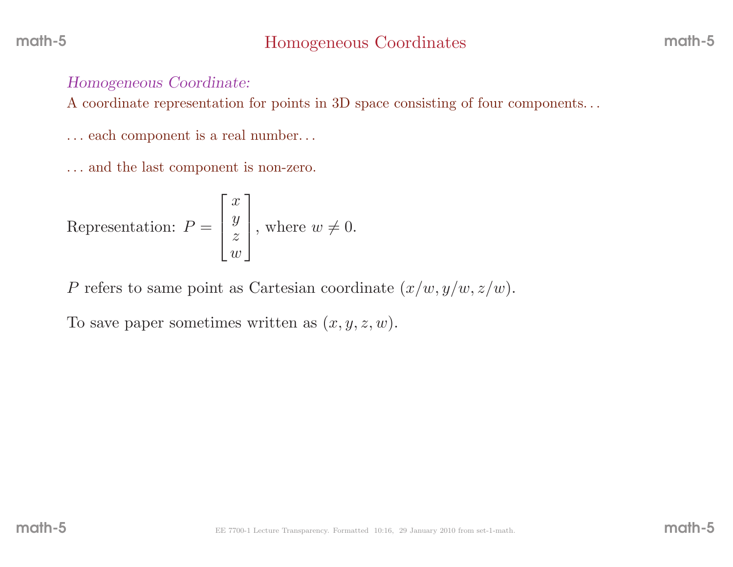# Homogeneous Coordinates

*Homogeneous Coordinate:*

A coordinate representation for points in 3D space consisting of four components...

... each component is a real number...

... and the last component is non-zero.

Representation: $P = \begin{bmatrix} x \\ y \\ z \\ w \end{bmatrix}$, where $w \neq 0$.

$P$ refers to same point as Cartesian coordinate $(x/w, y/w, z/w)$.

To save paper sometimes written as $(x, y, z, w)$.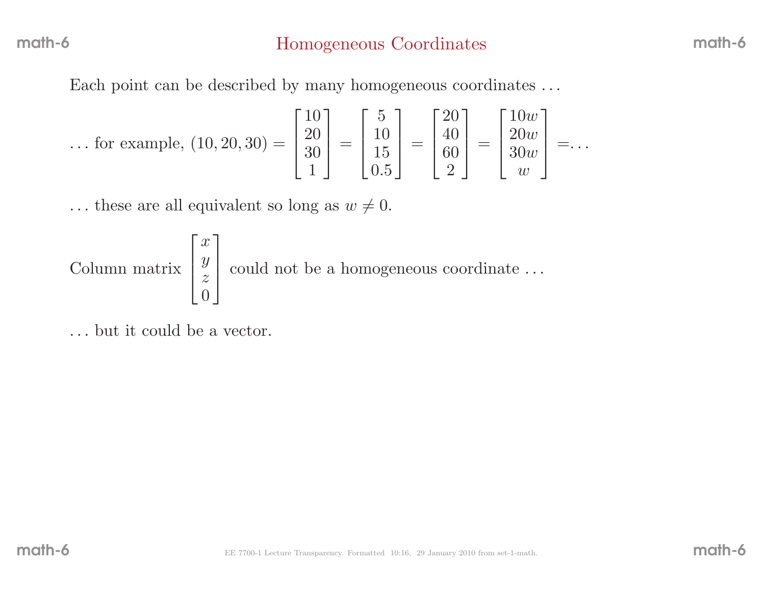# Homogeneous Coordinates

Each point can be described by many homogeneous coordinates …

… for example, $(10, 20, 30) = \begin{bmatrix} 10 \\ 20 \\ 30 \\ 1 \end{bmatrix} = \begin{bmatrix} 5 \\ 10 \\ 15 \\ 0.5 \end{bmatrix} = \begin{bmatrix} 20 \\ 40 \\ 60 \\ 2 \end{bmatrix} = \begin{bmatrix} 10w \\ 20w \\ 30w \\ w \end{bmatrix} = \ldots$

… these are all equivalent so long as $w \neq 0$.

Column matrix $\begin{bmatrix} x \\ y \\ z \\ 0 \end{bmatrix}$ could not be a homogeneous coordinate …

… but it could be a vector.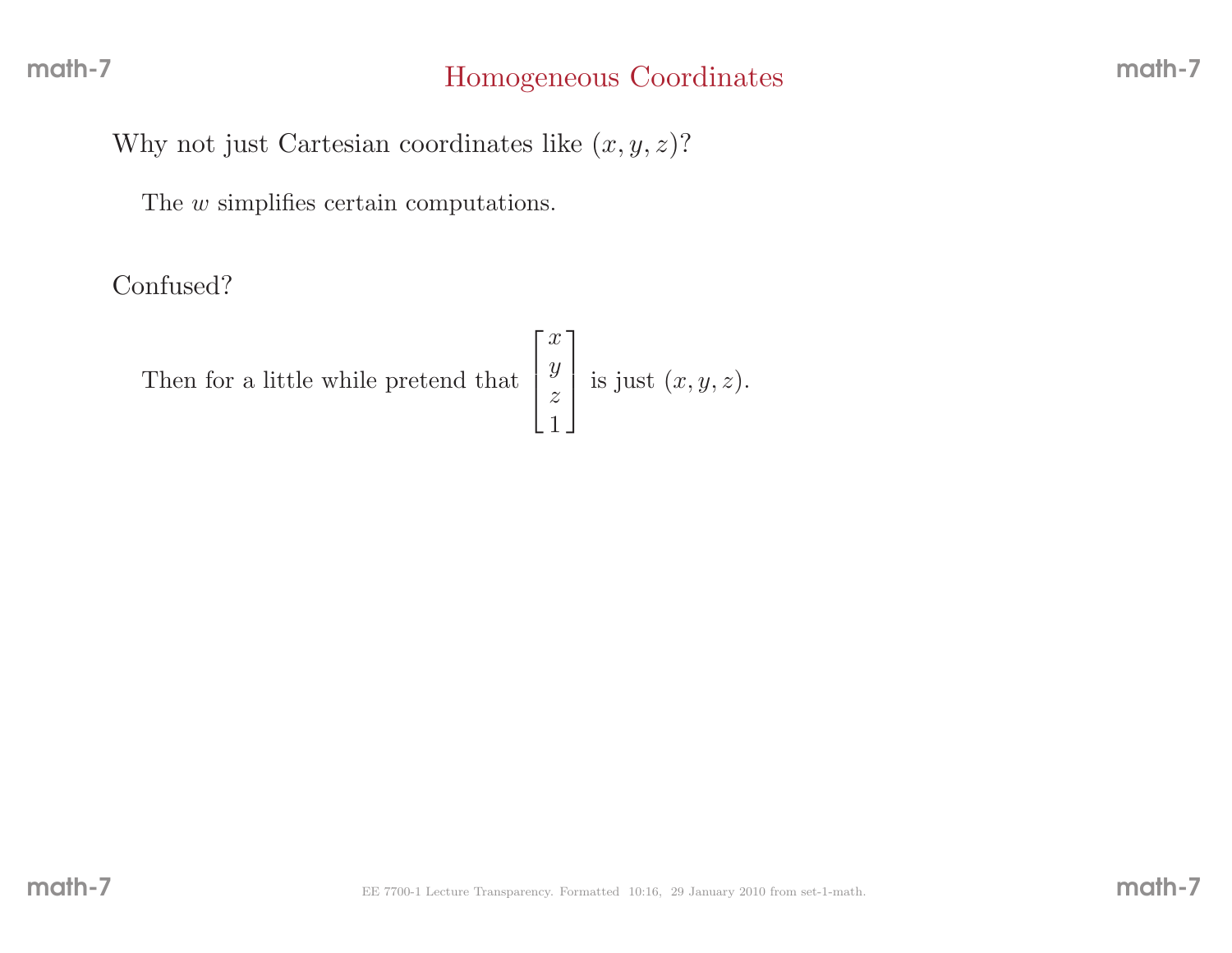# Homogeneous Coordinates

Why not just Cartesian coordinates like $(x, y, z)$?

The $w$ simplifies certain computations.

Confused?

Then for a little while pretend that $\begin{bmatrix} x \\ y \\ z \\ 1 \end{bmatrix}$ is just $(x, y, z)$.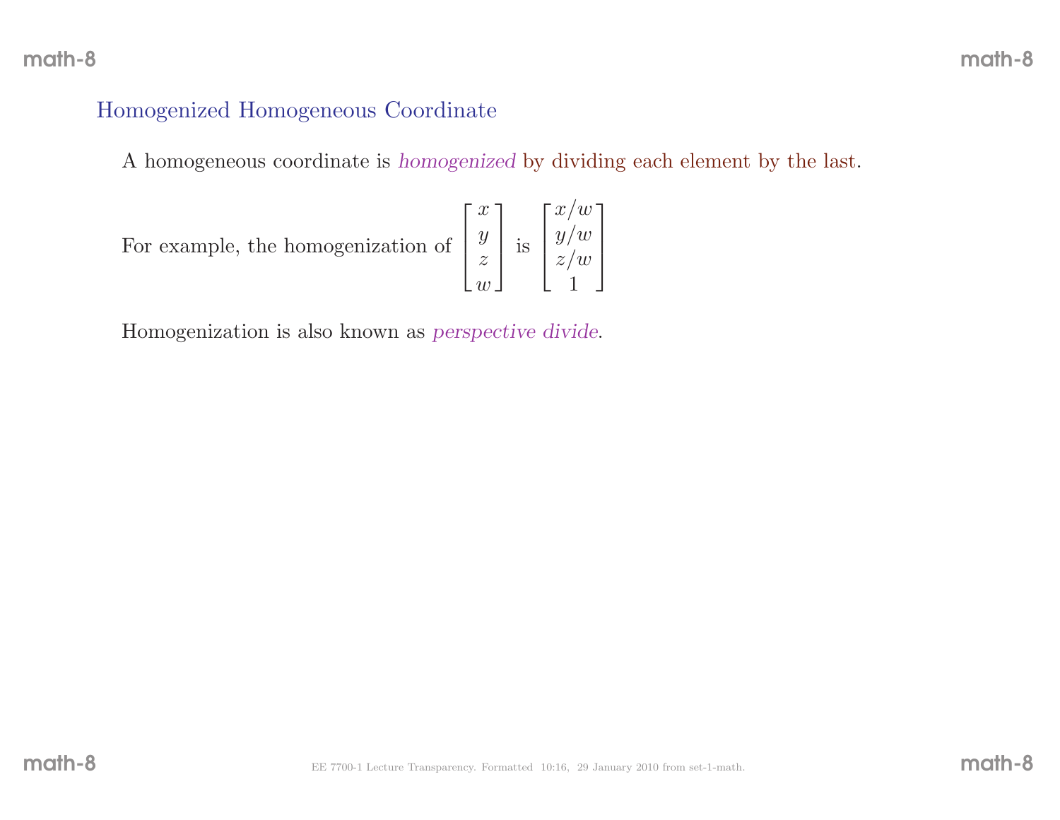## Homogenized Homogeneous Coordinate

A homogeneous coordinate is *homogenized* by dividing each element by the last.

For example, the homogenization of $\begin{bmatrix} x \\ y \\ z \\ w \end{bmatrix}$ is $\begin{bmatrix} x/w \\ y/w \\ z/w \\ 1 \end{bmatrix}$

Homogenization is also known as *perspective divide*.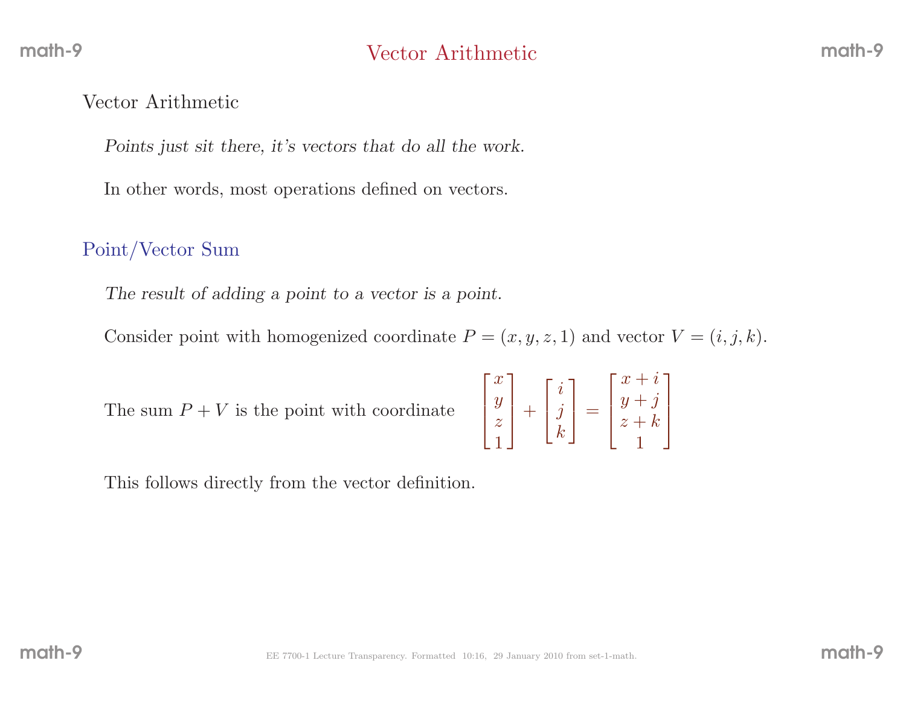# Vector Arithmetic

## Vector Arithmetic

*Points just sit there, it's vectors that do all the work.*

In other words, most operations defined on vectors.

### Point/Vector Sum

*The result of adding a point to a vector is a point.*

Consider point with homogenized coordinate $P = (x, y, z, 1)$ and vector $V = (i, j, k)$.

The sum $P + V$ is the point with coordinate
$$\begin{bmatrix} x \\ y \\ z \\ 1 \end{bmatrix} + \begin{bmatrix} i \\ j \\ k \end{bmatrix} = \begin{bmatrix} x+i \\ y+j \\ z+k \\ 1 \end{bmatrix}$$

This follows directly from the vector definition.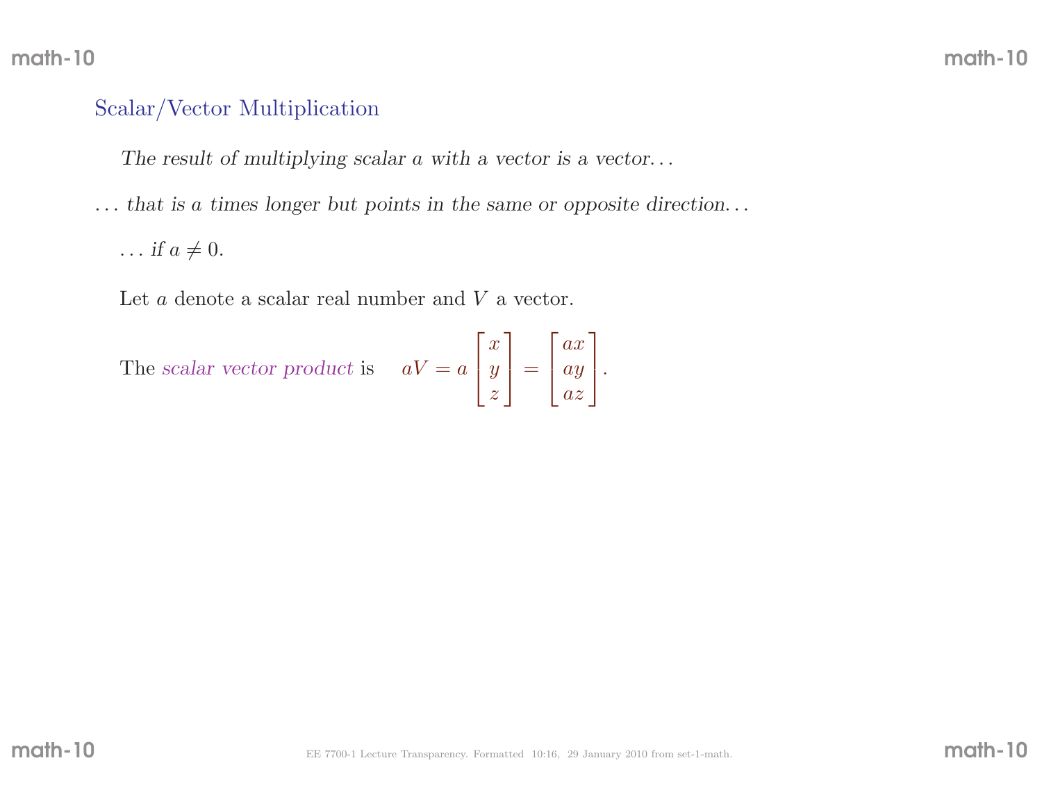## Scalar/Vector Multiplication

*The result of multiplying scalar $a$ with a vector is a vector...*

*... that is $a$ times longer but points in the same or opposite direction...*

*... if $a \neq 0$.*

Let $a$ denote a scalar real number and $V$ a vector.

The *scalar vector product* is $aV = a \begin{bmatrix} x \\ y \\ z \end{bmatrix} = \begin{bmatrix} ax \\ ay \\ az \end{bmatrix}$.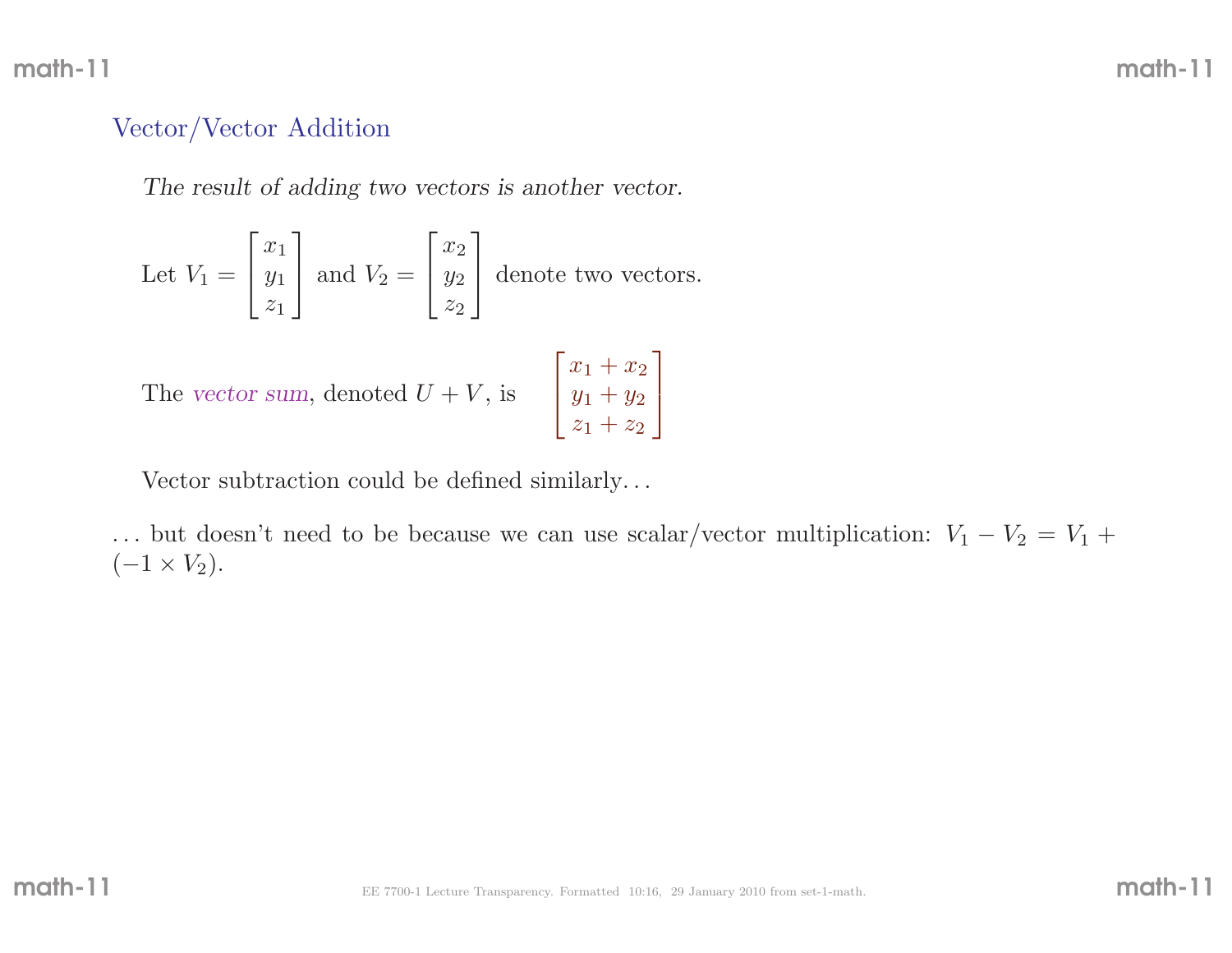## Vector/Vector Addition

*The result of adding two vectors is another vector.*

Let $V_1 = \begin{bmatrix} x_1 \\ y_1 \\ z_1 \end{bmatrix}$ and $V_2 = \begin{bmatrix} x_2 \\ y_2 \\ z_2 \end{bmatrix}$ denote two vectors.

The *vector sum*, denoted $U + V$, is $\begin{bmatrix} x_1 + x_2 \\ y_1 + y_2 \\ z_1 + z_2 \end{bmatrix}$

Vector subtraction could be defined similarly. . .

. . . but doesn't need to be because we can use scalar/vector multiplication: $V_1 - V_2 = V_1 + (-1 \times V_2)$.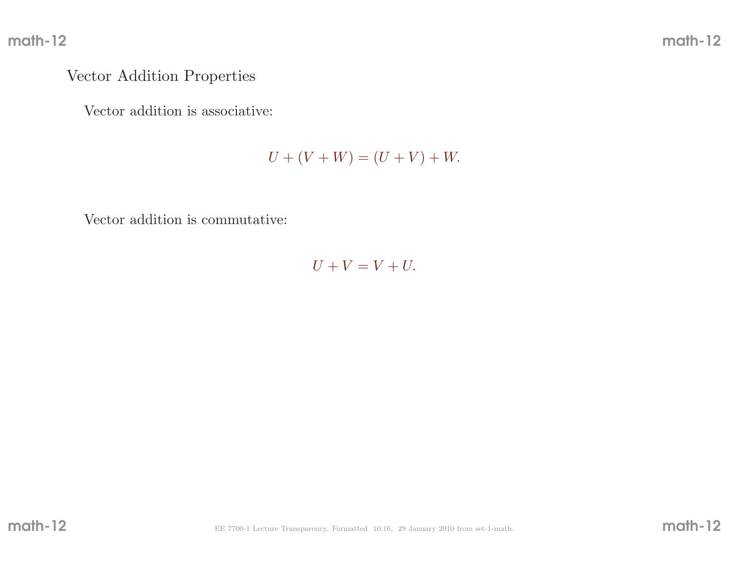## Vector Addition Properties

Vector addition is associative:

$$U + (V + W) = (U + V) + W.$$

Vector addition is commutative:

$$U + V = V + U.$$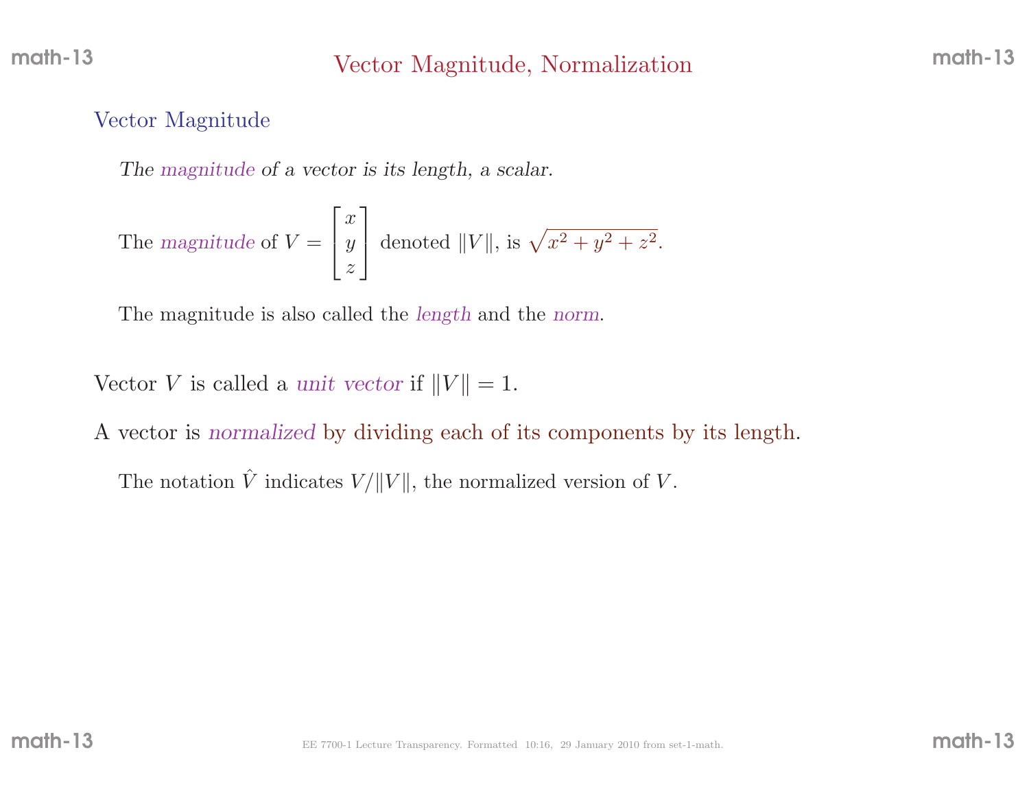# Vector Magnitude, Normalization

## Vector Magnitude

*The magnitude of a vector is its length, a scalar.*

The *magnitude* of $V = \begin{bmatrix} x \\ y \\ z \end{bmatrix}$ denoted $\|V\|$, is $\sqrt{x^2 + y^2 + z^2}$.

The magnitude is also called the *length* and the *norm*.

Vector $V$ is called a *unit vector* if $\|V\| = 1$.

A vector is *normalized* by dividing each of its components by its length.

The notation $\hat{V}$ indicates $V/\|V\|$, the normalized version of $V$.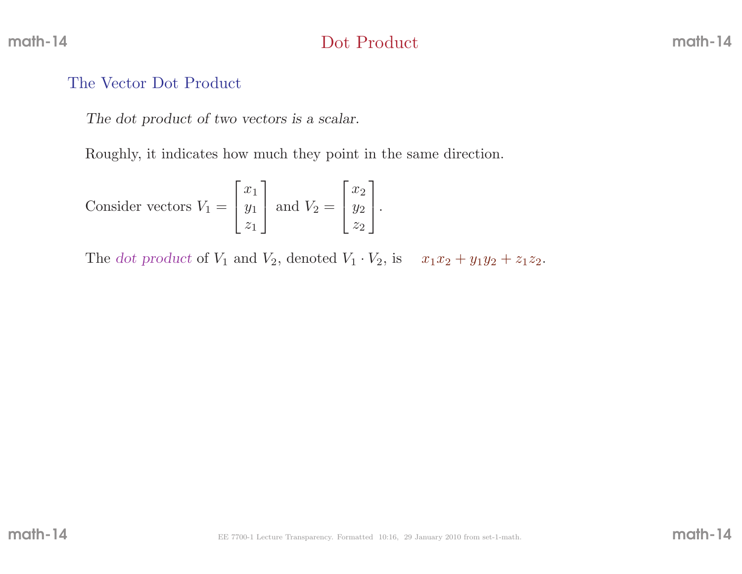# Dot Product

## The Vector Dot Product

*The dot product of two vectors is a scalar.*

Roughly, it indicates how much they point in the same direction.

Consider vectors $V_1 = \begin{bmatrix} x_1 \\ y_1 \\ z_1 \end{bmatrix}$ and $V_2 = \begin{bmatrix} x_2 \\ y_2 \\ z_2 \end{bmatrix}$.

The *dot product* of $V_1$ and $V_2$, denoted $V_1 \cdot V_2$, is $x_1x_2 + y_1y_2 + z_1z_2$.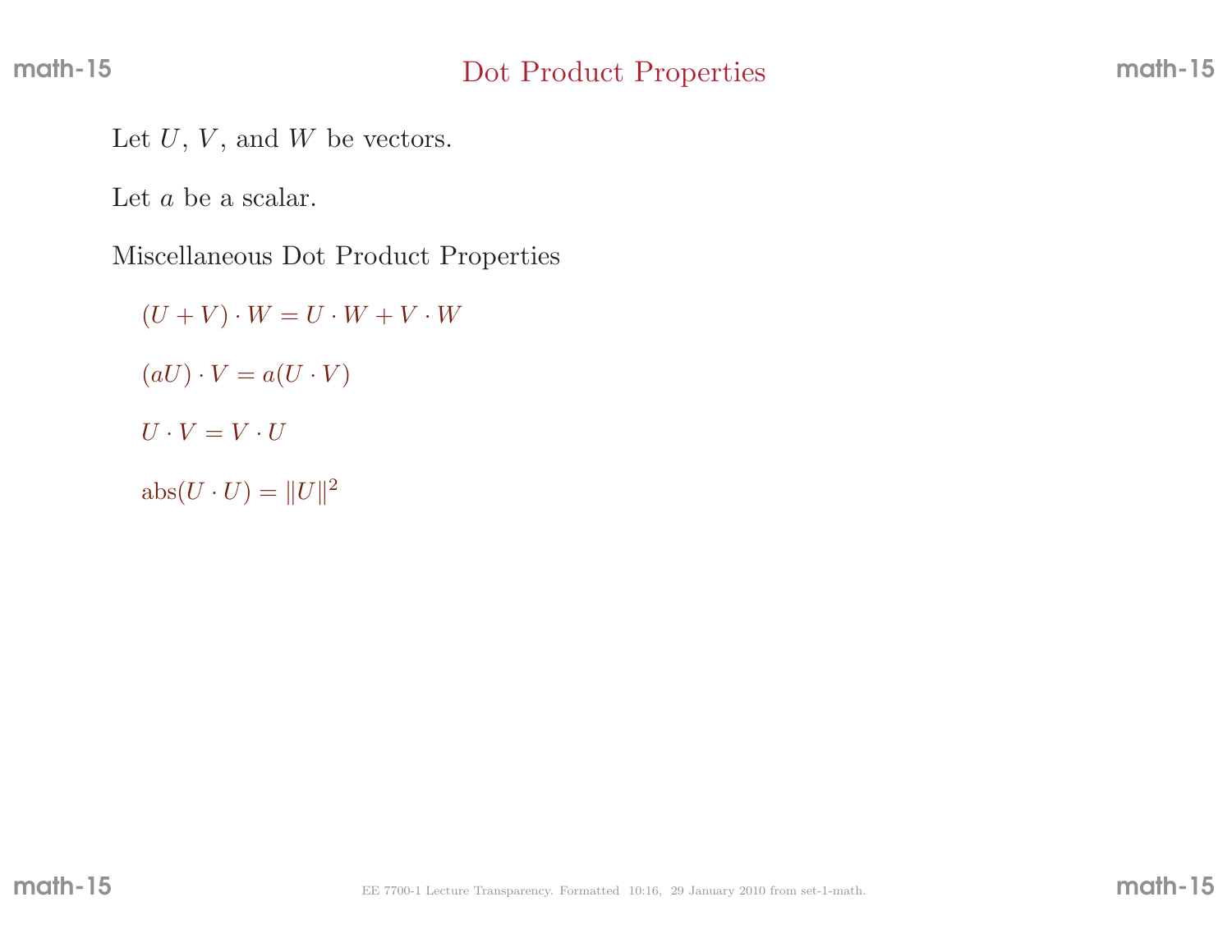# Dot Product Properties

Let $U$, $V$, and $W$ be vectors.

Let $a$ be a scalar.

Miscellaneous Dot Product Properties

$(U + V) \cdot W = U \cdot W + V \cdot W$

$(aU) \cdot V = a(U \cdot V)$

$U \cdot V = V \cdot U$

$\text{abs}(U \cdot U) = \|U\|^2$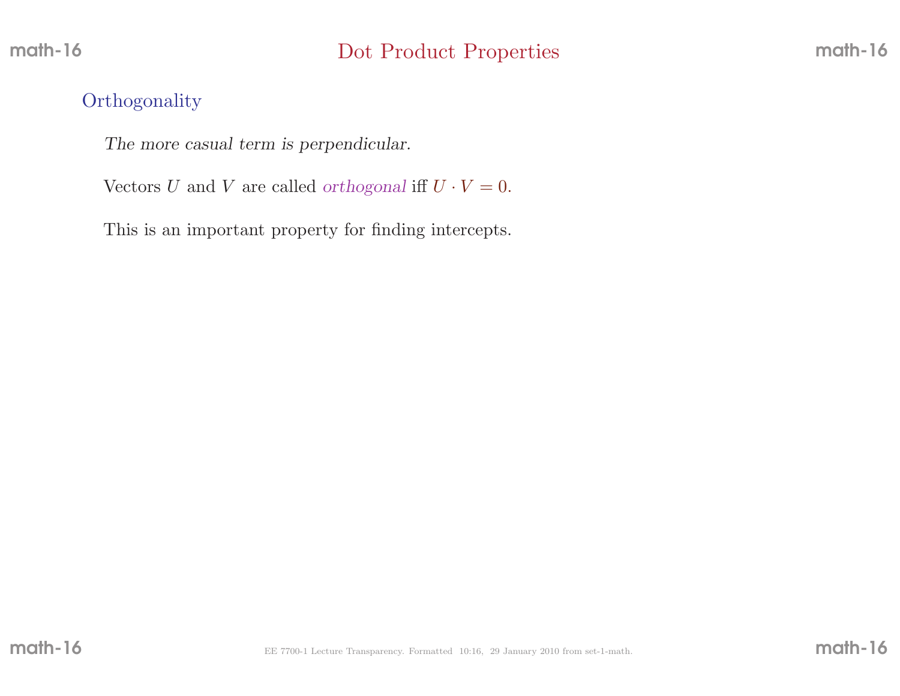# Dot Product Properties

## Orthogonality

*The more casual term is perpendicular.*

Vectors $U$ and $V$ are called *orthogonal* iff $U \cdot V = 0$.

This is an important property for finding intercepts.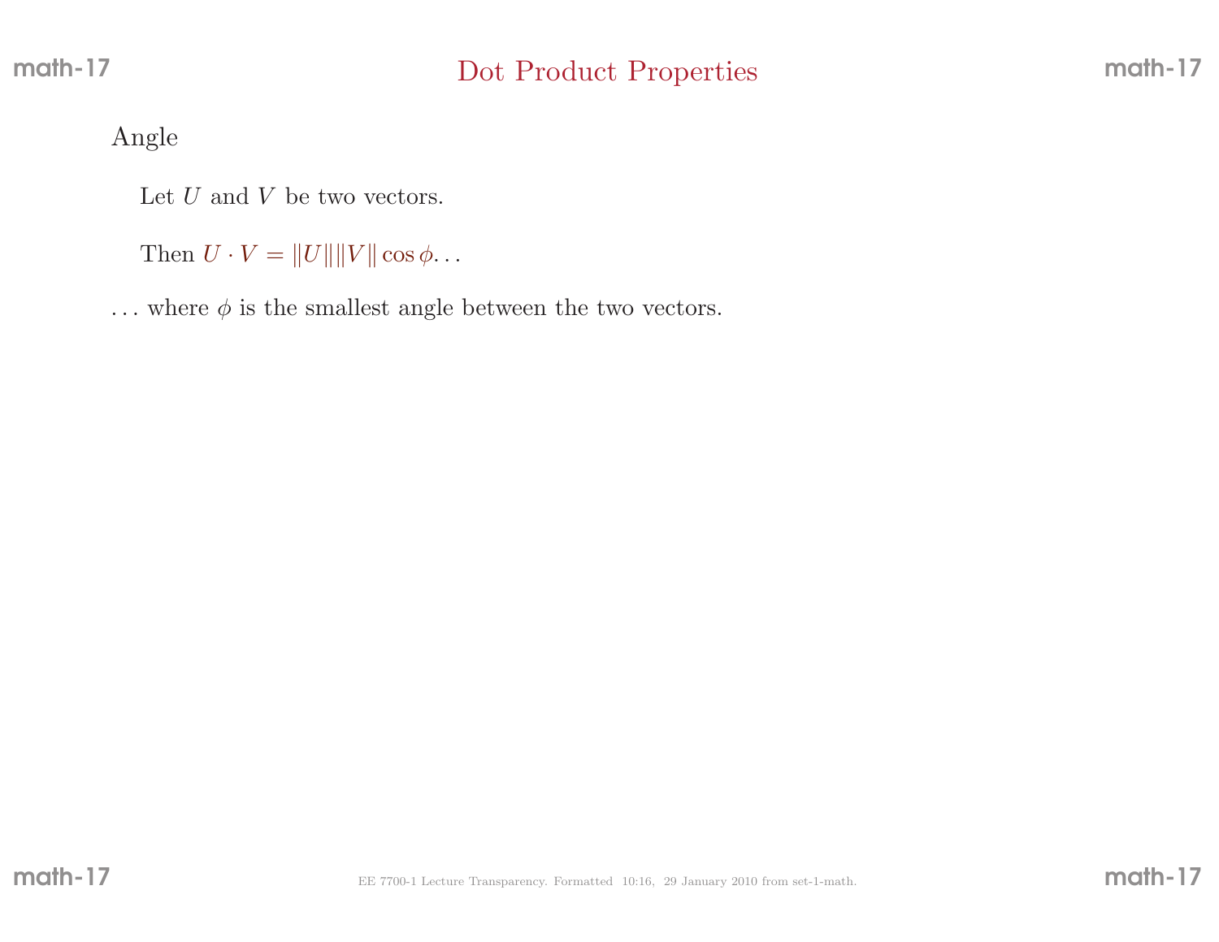# Dot Product Properties

Angle

Let $U$ and $V$ be two vectors.

Then $U \cdot V = \|U\|\|V\| \cos \phi \ldots$

... where $\phi$ is the smallest angle between the two vectors.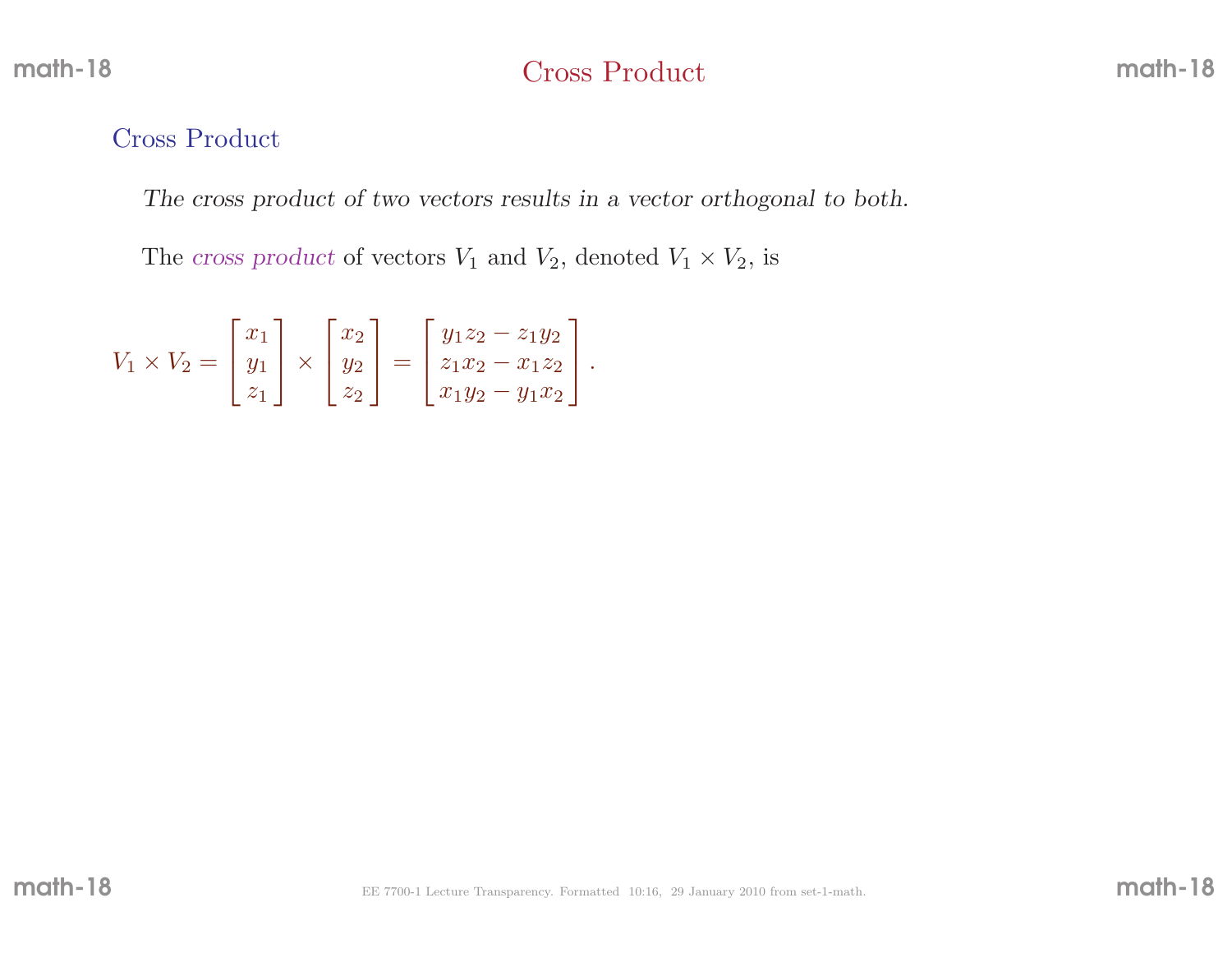# Cross Product

## Cross Product

*The cross product of two vectors results in a vector orthogonal to both.*

The *cross product* of vectors $V_1$ and $V_2$, denoted $V_1 \times V_2$, is

$$V_1 \times V_2 = \begin{bmatrix} x_1 \\ y_1 \\ z_1 \end{bmatrix} \times \begin{bmatrix} x_2 \\ y_2 \\ z_2 \end{bmatrix} = \begin{bmatrix} y_1 z_2 - z_1 y_2 \\ z_1 x_2 - x_1 z_2 \\ x_1 y_2 - y_1 x_2 \end{bmatrix}.$$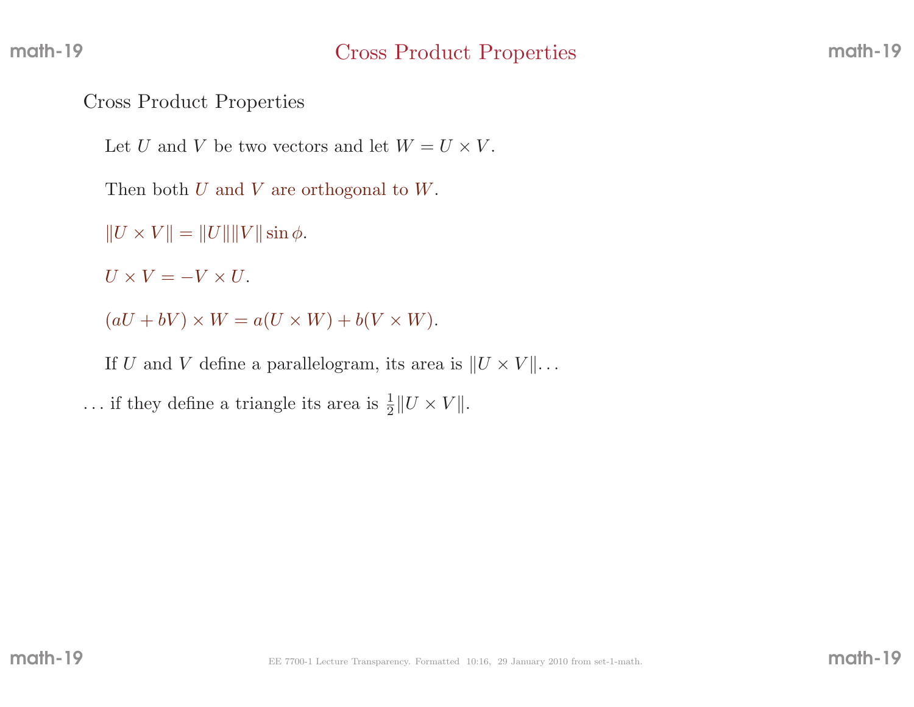# Cross Product Properties

Cross Product Properties

Let $U$ and $V$ be two vectors and let $W = U \times V$.

Then both $U$ and $V$ are orthogonal to $W$.

$\|U \times V\| = \|U\| \|V\| \sin \phi$.

$U \times V = -V \times U$.

$(aU + bV) \times W = a(U \times W) + b(V \times W)$.

If $U$ and $V$ define a parallelogram, its area is $\|U \times V\|$. . .

. . . if they define a triangle its area is $\frac{1}{2}\|U \times V\|$.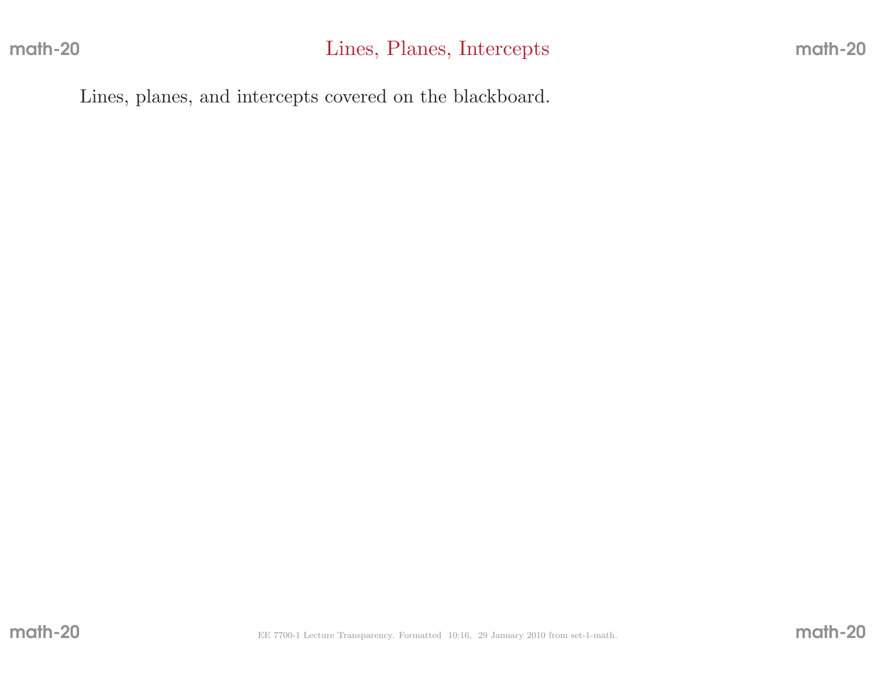# Lines, Planes, Intercepts

Lines, planes, and intercepts covered on the blackboard.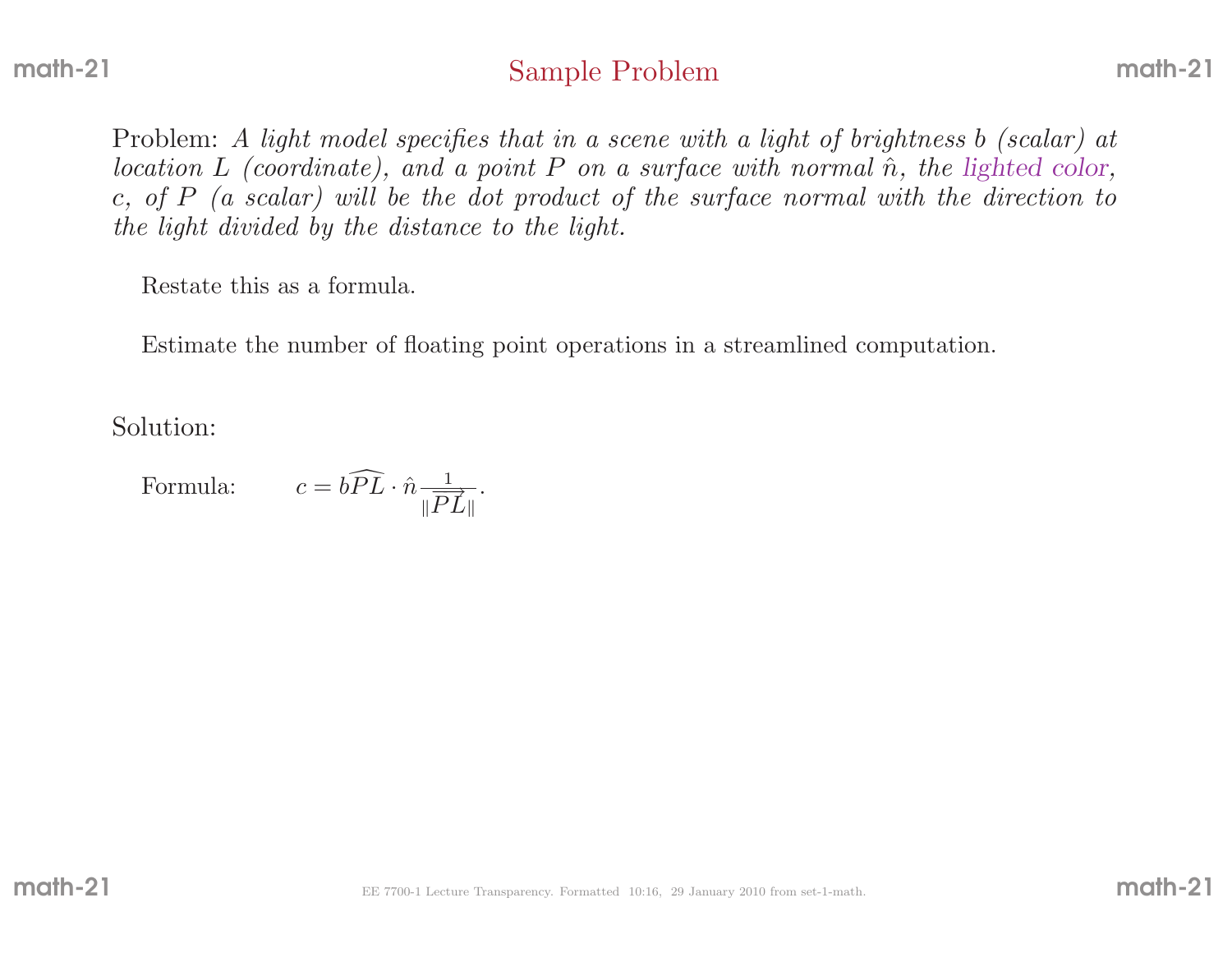## Sample Problem

Problem: *A light model specifies that in a scene with a light of brightness $b$ (scalar) at location $L$ (coordinate), and a point $P$ on a surface with normal $\hat{n}$, the lighted color, $c$, of $P$ (a scalar) will be the dot product of the surface normal with the direction to the light divided by the distance to the light.*

Restate this as a formula.

Estimate the number of floating point operations in a streamlined computation.

Solution:

Formula: $c = b\widehat{PL} \cdot \hat{n} \frac{1}{\|\overrightarrow{PL}\|}$.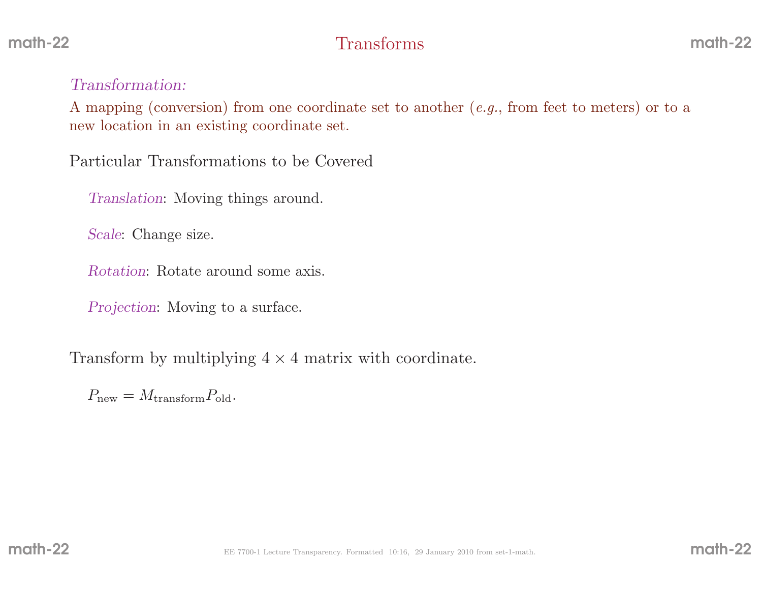# Transforms

*Transformation:*

A mapping (conversion) from one coordinate set to another (*e.g.*, from feet to meters) or to a new location in an existing coordinate set.

Particular Transformations to be Covered

*Translation*: Moving things around.

*Scale*: Change size.

*Rotation*: Rotate around some axis.

*Projection*: Moving to a surface.

Transform by multiplying $4 \times 4$ matrix with coordinate.

$P_{\text{new}} = M_{\text{transform}} P_{\text{old}}$.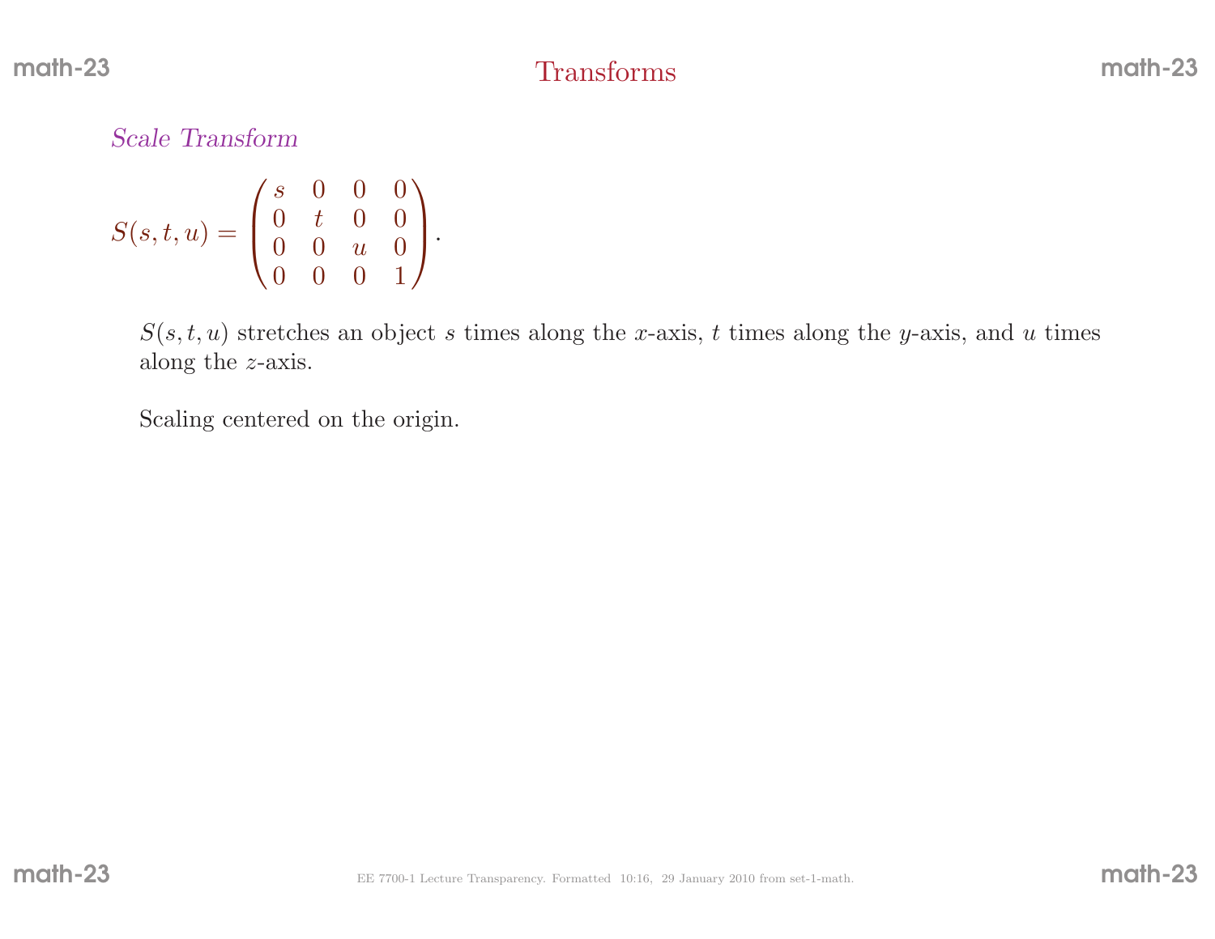# Transforms

*Scale Transform*

$$S(s,t,u) = \begin{pmatrix} s & 0 & 0 & 0 \\ 0 & t & 0 & 0 \\ 0 & 0 & u & 0 \\ 0 & 0 & 0 & 1 \end{pmatrix}.$$

$S(s,t,u)$ stretches an object $s$ times along the $x$-axis, $t$ times along the $y$-axis, and $u$ times along the $z$-axis.

Scaling centered on the origin.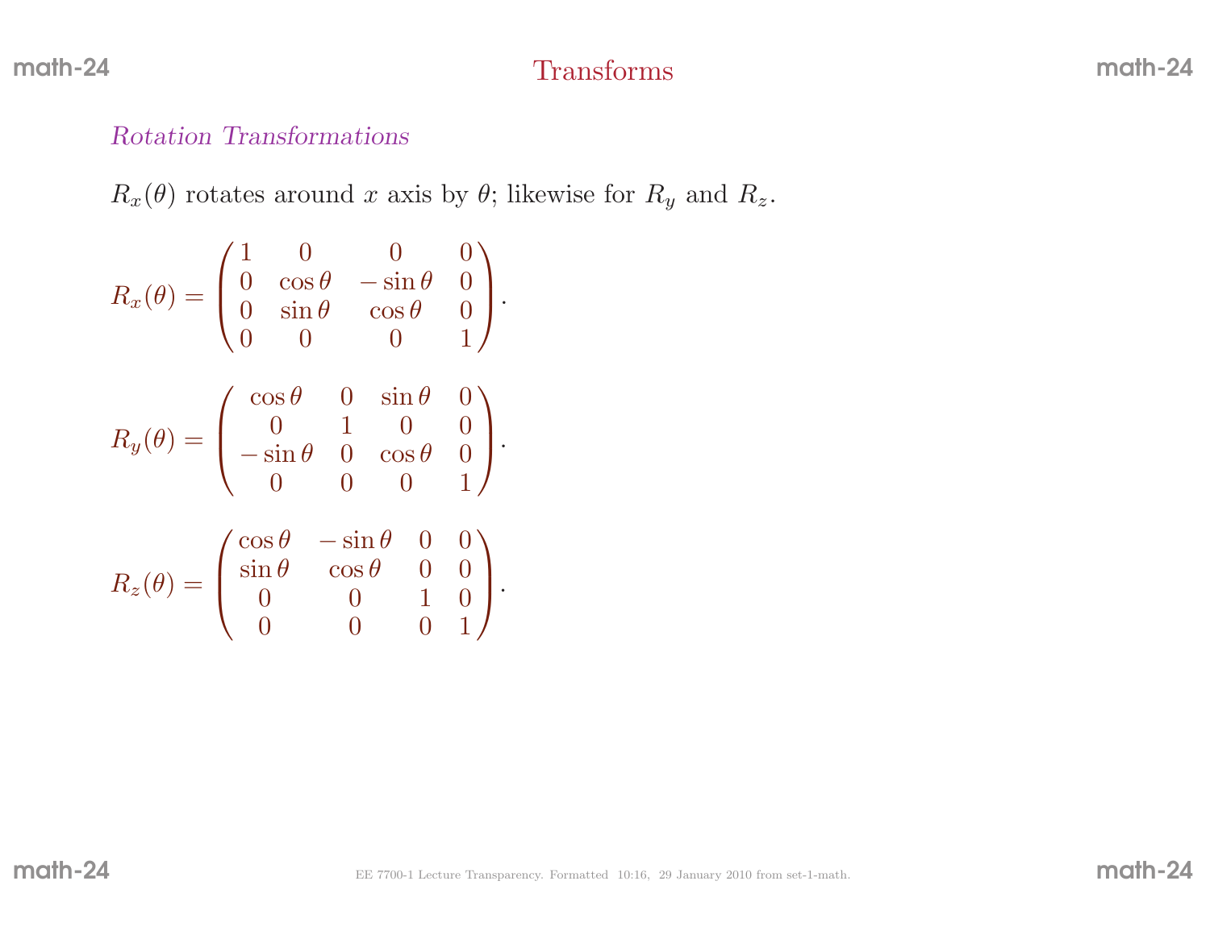# Transforms

## *Rotation Transformations*

$R_x(\theta)$ rotates around $x$ axis by $\theta$; likewise for $R_y$ and $R_z$.

$$R_x(\theta) = \begin{pmatrix} 1 & 0 & 0 & 0 \\ 0 & \cos\theta & -\sin\theta & 0 \\ 0 & \sin\theta & \cos\theta & 0 \\ 0 & 0 & 0 & 1 \end{pmatrix}.$$

$$R_y(\theta) = \begin{pmatrix} \cos\theta & 0 & \sin\theta & 0 \\ 0 & 1 & 0 & 0 \\ -\sin\theta & 0 & \cos\theta & 0 \\ 0 & 0 & 0 & 1 \end{pmatrix}.$$

$$R_z(\theta) = \begin{pmatrix} \cos\theta & -\sin\theta & 0 & 0 \\ \sin\theta & \cos\theta & 0 & 0 \\ 0 & 0 & 1 & 0 \\ 0 & 0 & 0 & 1 \end{pmatrix}.$$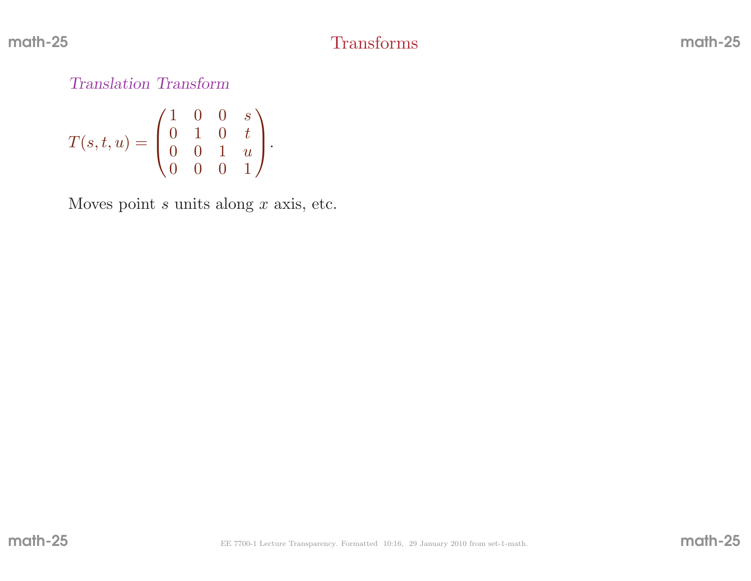# Transforms

*Translation Transform*

$$T(s,t,u) = \begin{pmatrix} 1 & 0 & 0 & s \\ 0 & 1 & 0 & t \\ 0 & 0 & 1 & u \\ 0 & 0 & 0 & 1 \end{pmatrix}.$$

Moves point $s$ units along $x$ axis, etc.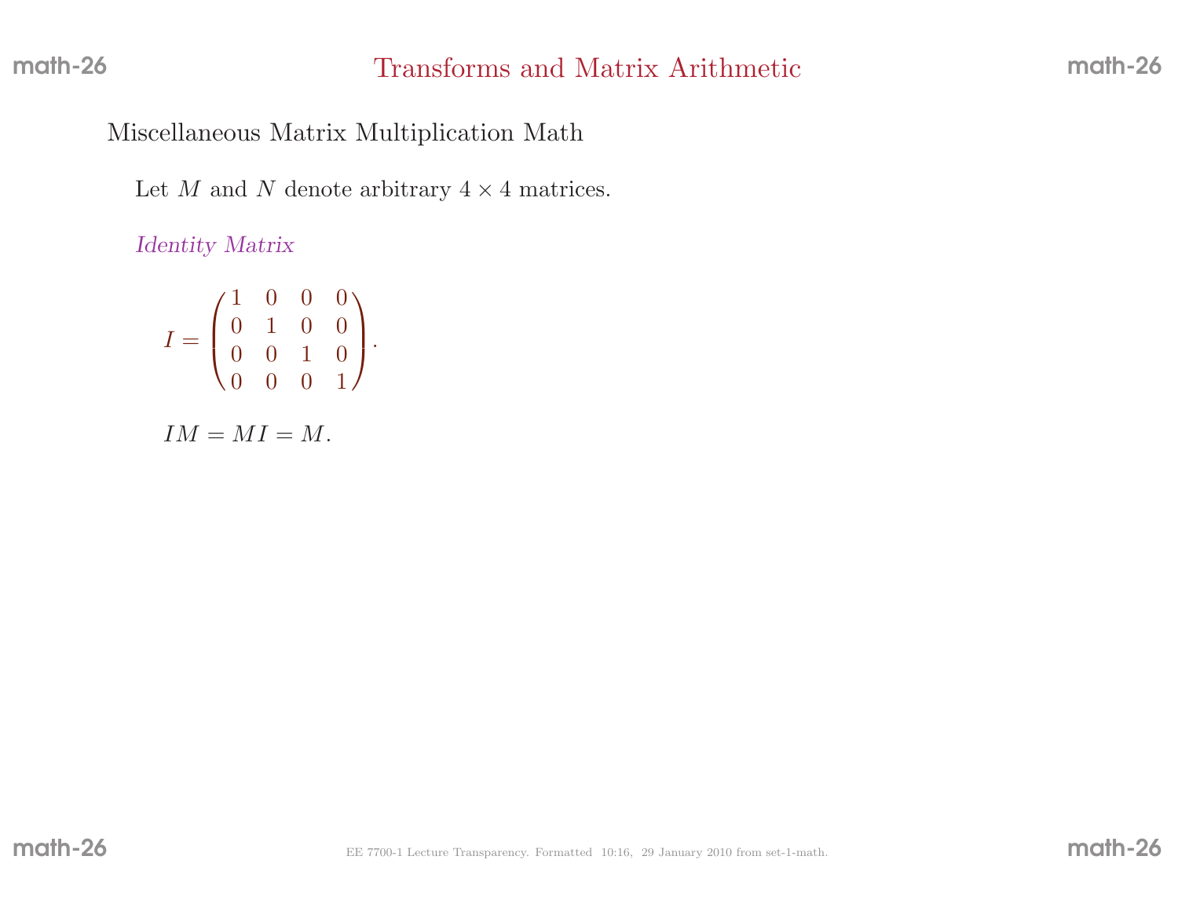# Transforms and Matrix Arithmetic

## Miscellaneous Matrix Multiplication Math

Let $M$ and $N$ denote arbitrary $4 \times 4$ matrices.

*Identity Matrix*

$$I = \begin{pmatrix} 1 & 0 & 0 & 0 \\ 0 & 1 & 0 & 0 \\ 0 & 0 & 1 & 0 \\ 0 & 0 & 0 & 1 \end{pmatrix}.$$

$$IM = MI = M.$$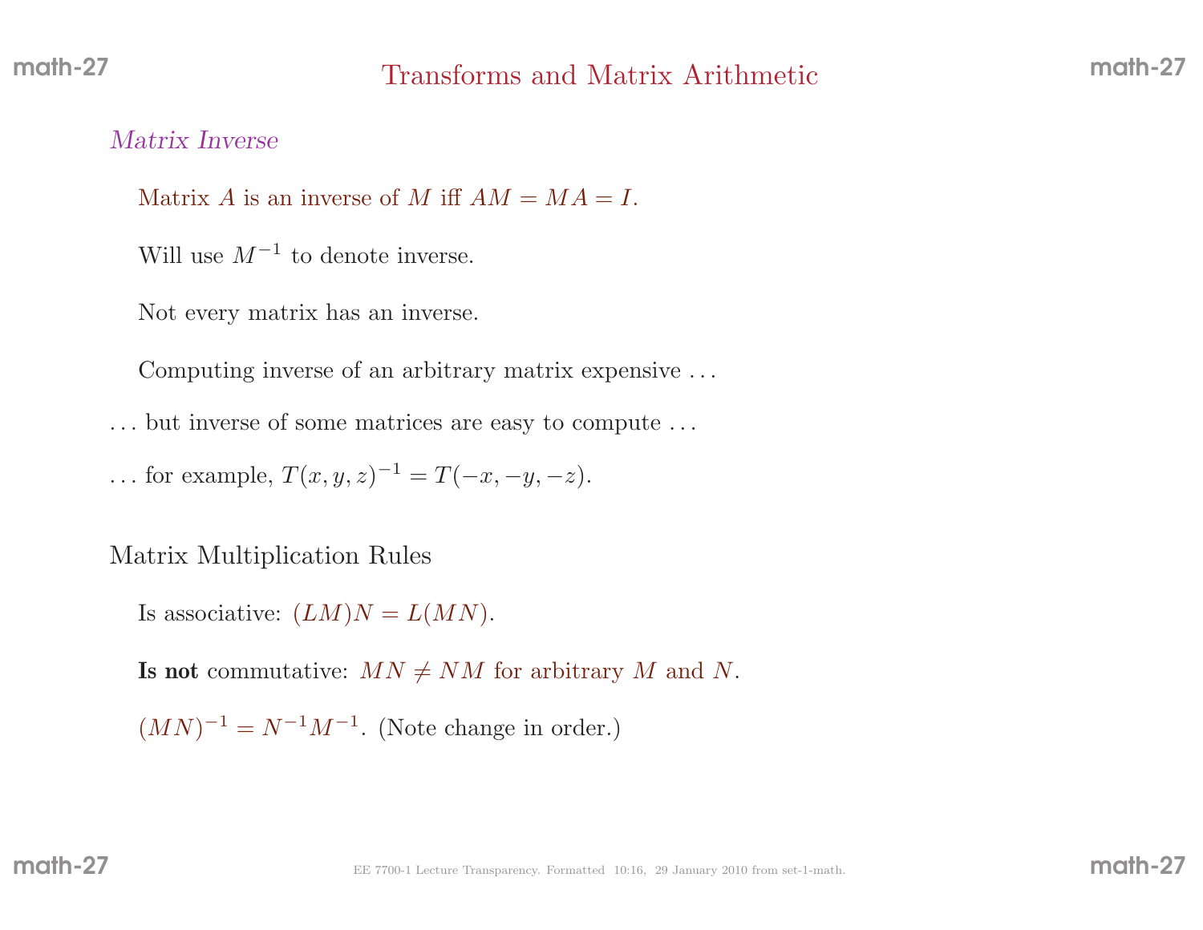# Transforms and Matrix Arithmetic

*Matrix Inverse*

Matrix $A$ is an inverse of $M$ iff $AM = MA = I$.

Will use $M^{-1}$ to denote inverse.

Not every matrix has an inverse.

Computing inverse of an arbitrary matrix expensive ...

... but inverse of some matrices are easy to compute ...

... for example, $T(x, y, z)^{-1} = T(-x, -y, -z)$.

Matrix Multiplication Rules

Is associative: $(LM)N = L(MN)$.

**Is not** commutative: $MN \neq NM$ for arbitrary $M$ and $N$.

$(MN)^{-1} = N^{-1}M^{-1}$. (Note change in order.)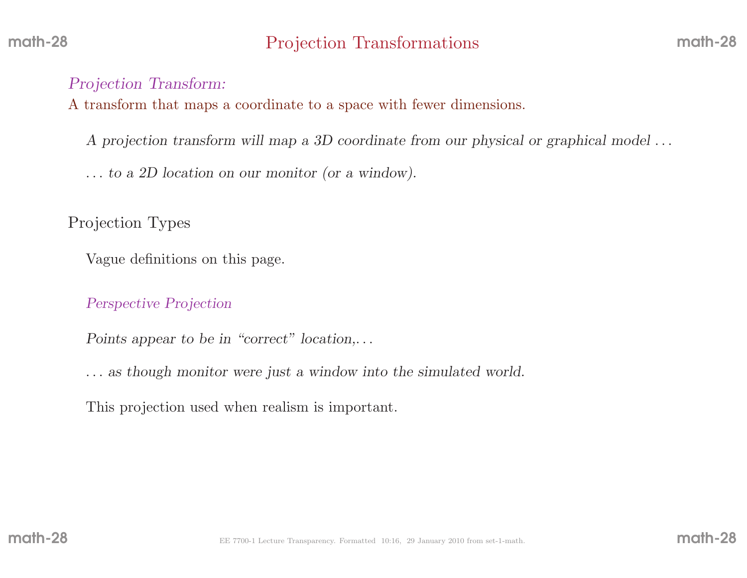# Projection Transformations

*Projection Transform:*

A transform that maps a coordinate to a space with fewer dimensions.

*A projection transform will map a 3D coordinate from our physical or graphical model . . .*

*. . . to a 2D location on our monitor (or a window).*

## Projection Types

Vague definitions on this page.

### *Perspective Projection*

*Points appear to be in "correct" location,. . .*

*. . . as though monitor were just a window into the simulated world.*

This projection used when realism is important.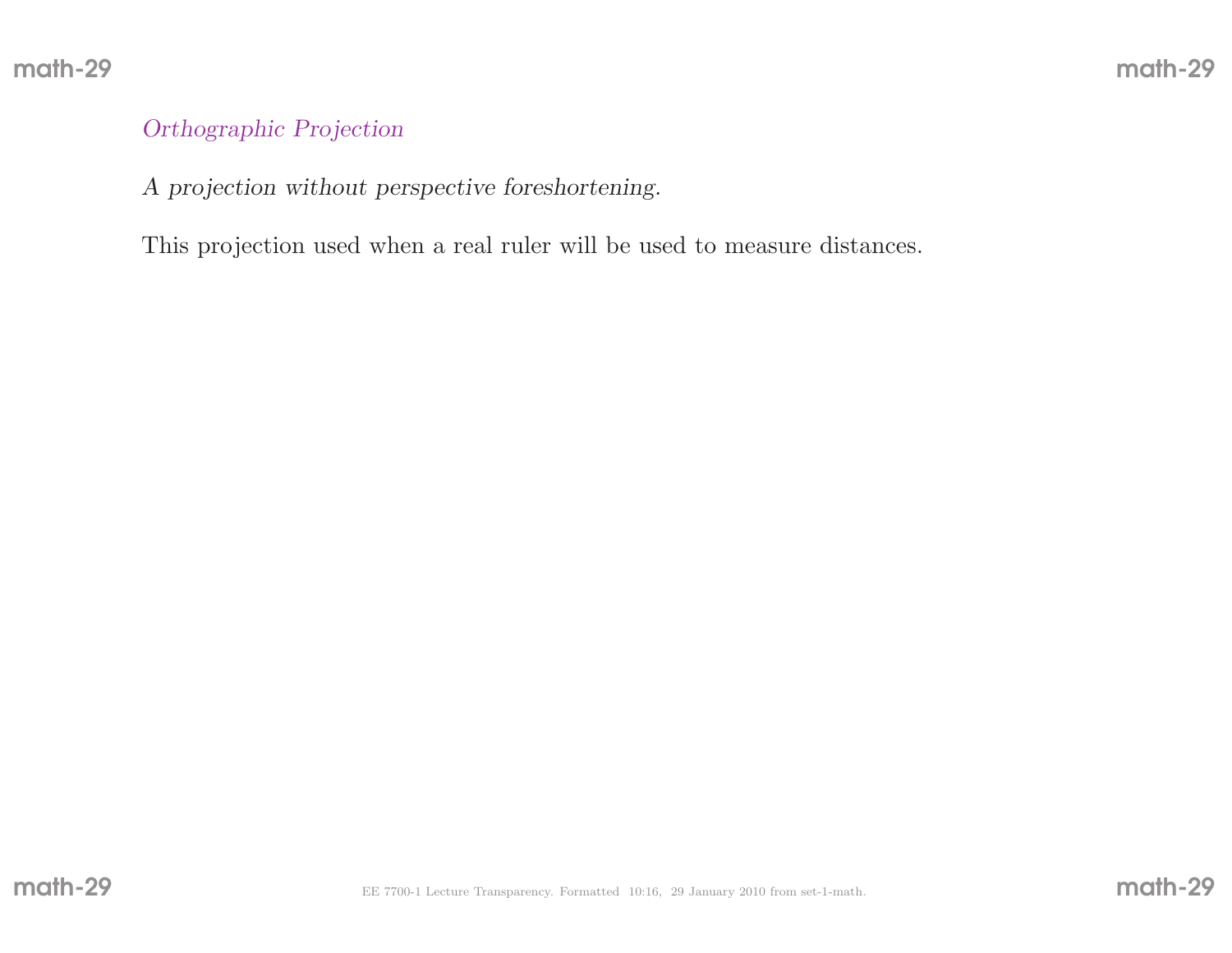## *Orthographic Projection*

*A projection without perspective foreshortening.*

This projection used when a real ruler will be used to measure distances.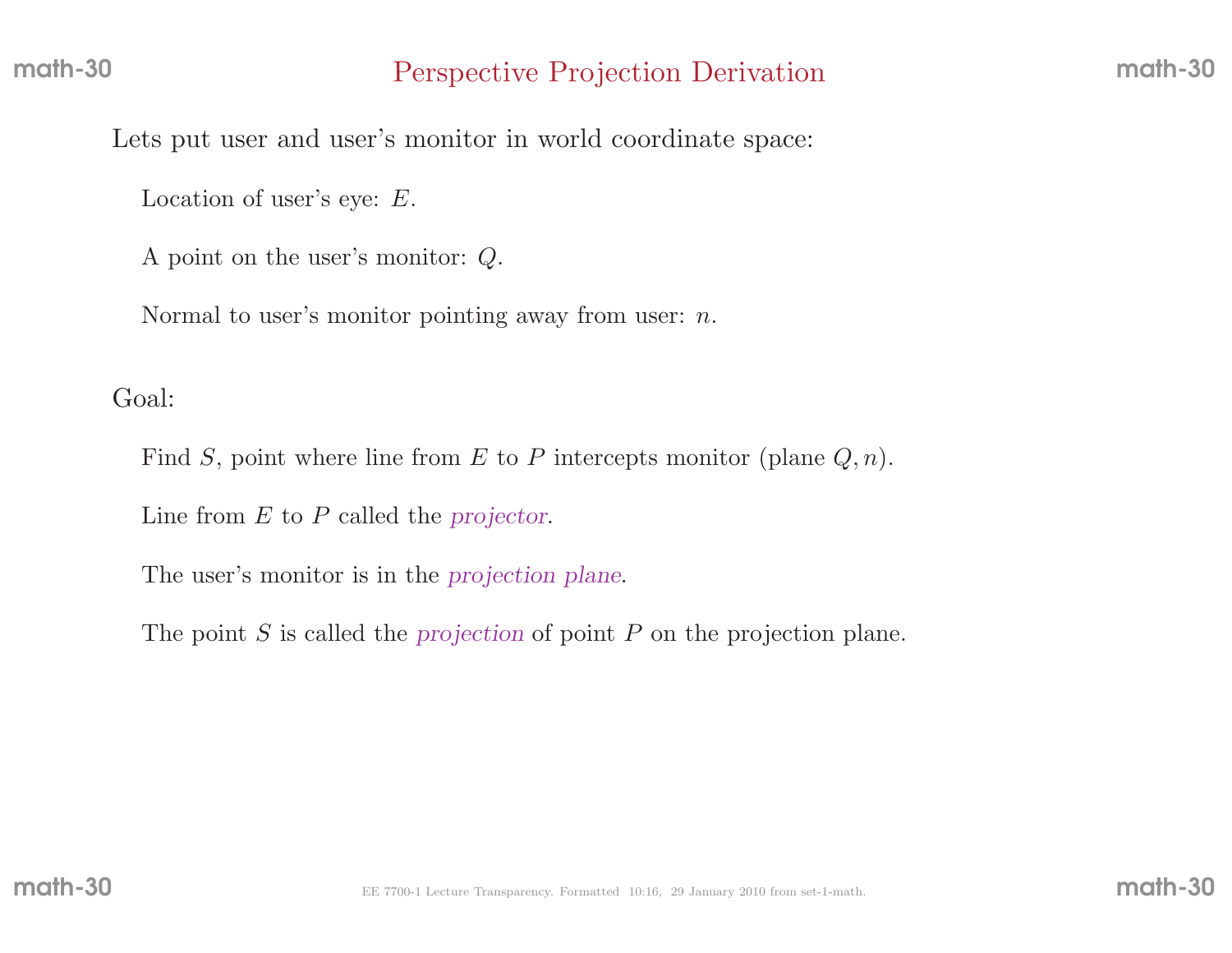# Perspective Projection Derivation

Lets put user and user's monitor in world coordinate space:

Location of user's eye: $E$.

A point on the user's monitor: $Q$.

Normal to user's monitor pointing away from user: $n$.

Goal:

Find $S$, point where line from $E$ to $P$ intercepts monitor (plane $Q, n$).

Line from $E$ to $P$ called the *projector*.

The user's monitor is in the *projection plane*.

The point $S$ is called the *projection* of point $P$ on the projection plane.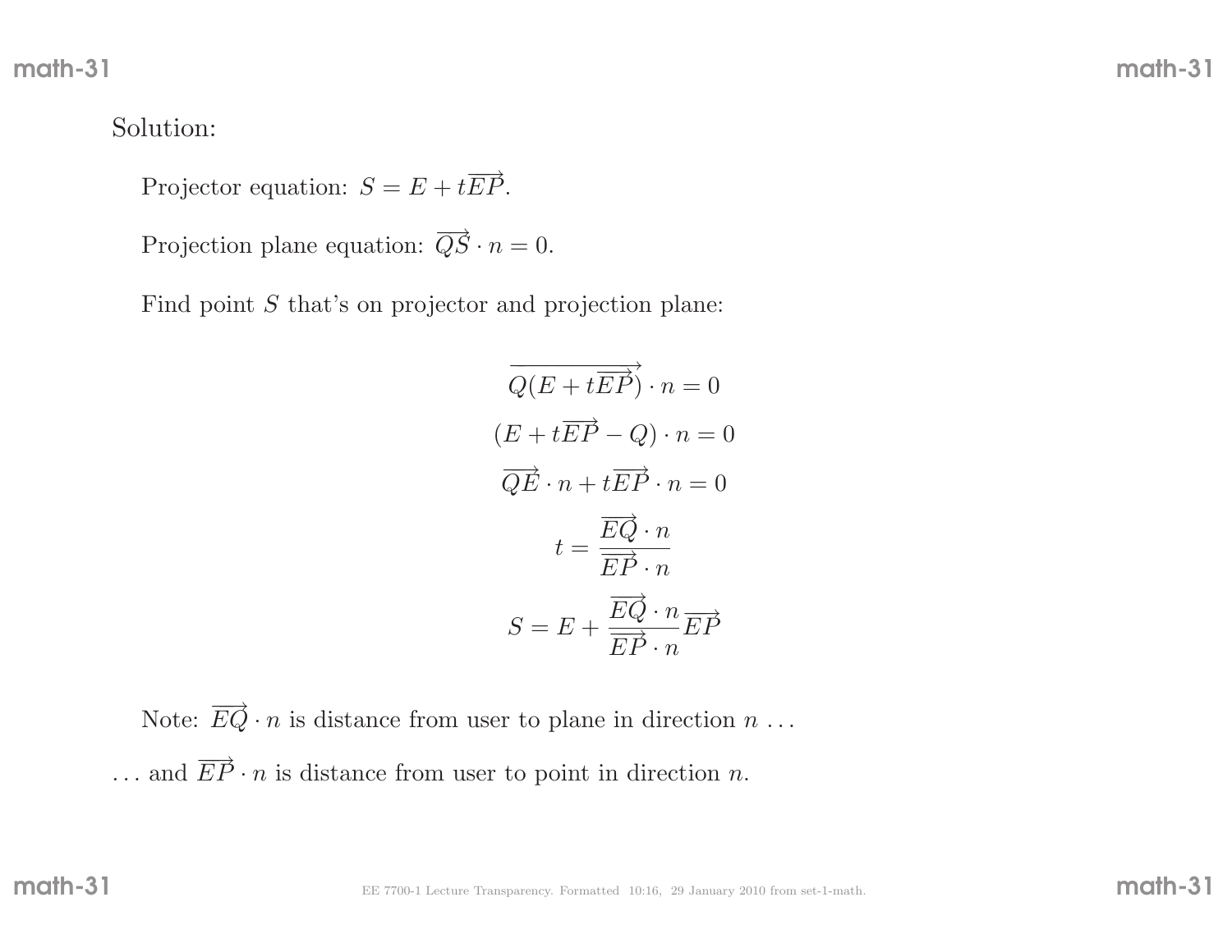Solution:

Projector equation: $S = E + t\overrightarrow{EP}$.

Projection plane equation: $\overrightarrow{QS} \cdot n = 0$.

Find point $S$ that's on projector and projection plane:

$$\overrightarrow{Q(E + t\overrightarrow{EP})} \cdot n = 0$$

$$(E + t\overrightarrow{EP} - Q) \cdot n = 0$$

$$\overrightarrow{QE} \cdot n + t\overrightarrow{EP} \cdot n = 0$$

$$t = \frac{\overrightarrow{EQ} \cdot n}{\overrightarrow{EP} \cdot n}$$

$$S = E + \frac{\overrightarrow{EQ} \cdot n}{\overrightarrow{EP} \cdot n}\overrightarrow{EP}$$

Note: $\overrightarrow{EQ} \cdot n$ is distance from user to plane in direction $n$ ...

... and $\overrightarrow{EP} \cdot n$ is distance from user to point in direction $n$.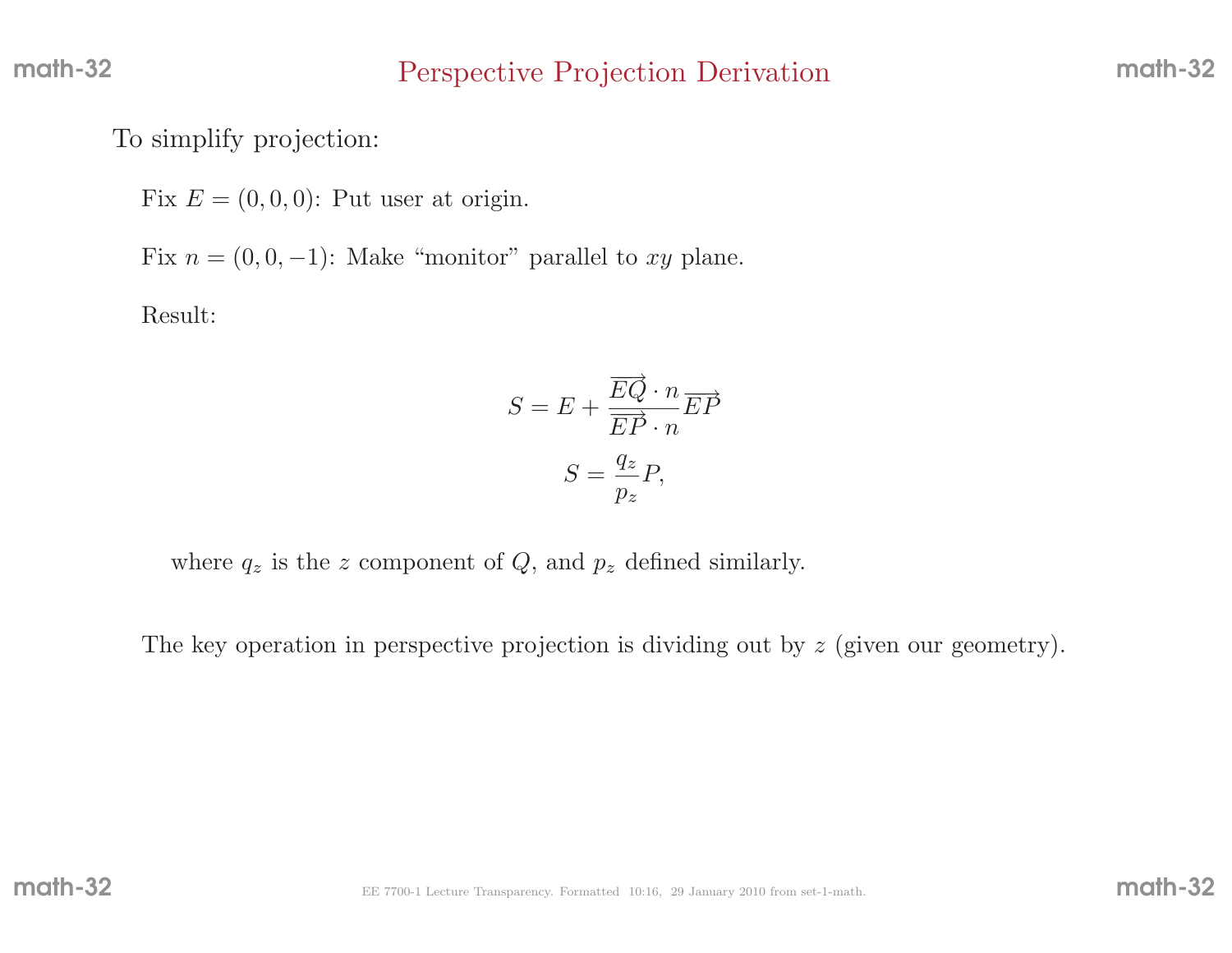# Perspective Projection Derivation

To simplify projection:

Fix $E = (0, 0, 0)$: Put user at origin.

Fix $n = (0, 0, -1)$: Make "monitor" parallel to $xy$ plane.

Result:

$$S = E + \frac{\overrightarrow{EQ} \cdot n}{\overrightarrow{EP} \cdot n} \overrightarrow{EP}$$

$$S = \frac{q_z}{p_z} P,$$

where $q_z$ is the $z$ component of $Q$, and $p_z$ defined similarly.

The key operation in perspective projection is dividing out by $z$ (given our geometry).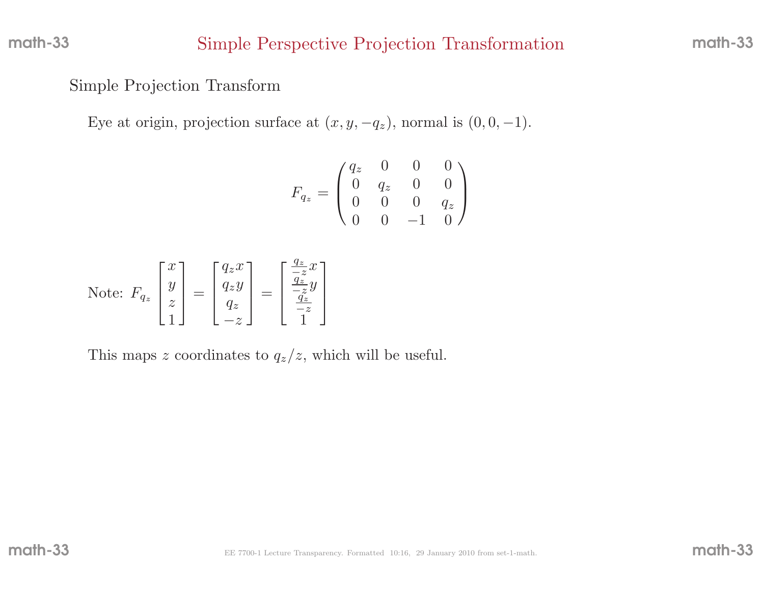# Simple Perspective Projection Transformation

## Simple Projection Transform

Eye at origin, projection surface at $(x, y, -q_z)$, normal is $(0, 0, -1)$.

$$F_{q_z} = \begin{pmatrix} q_z & 0 & 0 & 0 \\ 0 & q_z & 0 & 0 \\ 0 & 0 & 0 & q_z \\ 0 & 0 & -1 & 0 \end{pmatrix}$$

Note: $F_{q_z} \begin{bmatrix} x \\ y \\ z \\ 1 \end{bmatrix} = \begin{bmatrix} q_z x \\ q_z y \\ q_z \\ -z \end{bmatrix} = \begin{bmatrix} \frac{q_z}{-z} x \\ \frac{q_z}{-z} y \\ \frac{q_z}{-z} \\ 1 \end{bmatrix}$

This maps $z$ coordinates to $q_z/z$, which will be useful.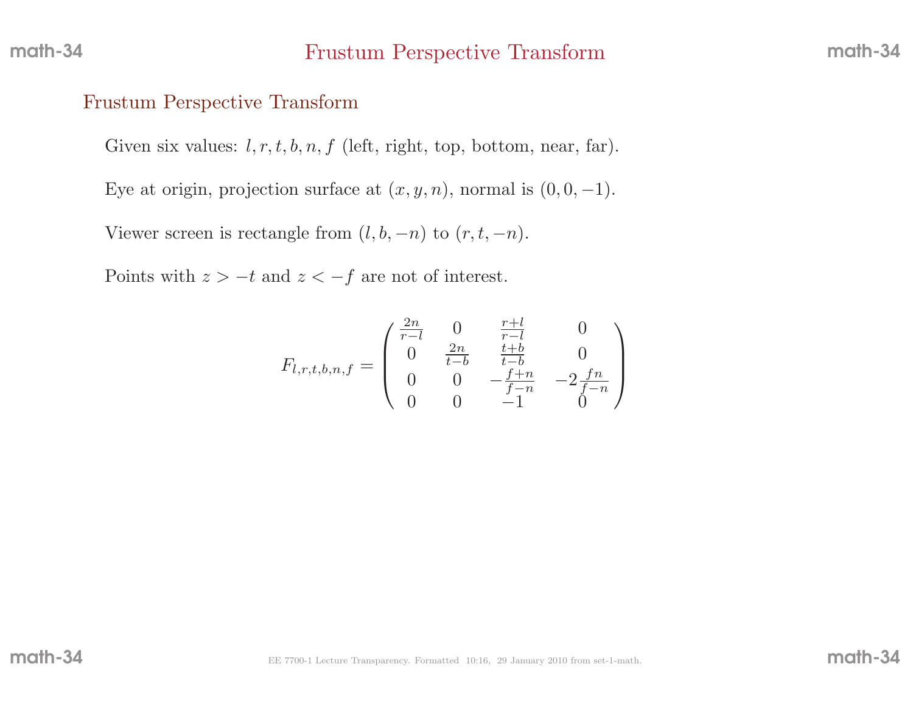# Frustum Perspective Transform

## Frustum Perspective Transform

Given six values: $l, r, t, b, n, f$ (left, right, top, bottom, near, far).

Eye at origin, projection surface at $(x, y, n)$, normal is $(0, 0, -1)$.

Viewer screen is rectangle from $(l, b, -n)$ to $(r, t, -n)$.

Points with $z > -t$ and $z < -f$ are not of interest.

$$F_{l,r,t,b,n,f} = \begin{pmatrix} \frac{2n}{r-l} & 0 & \frac{r+l}{r-l} & 0 \\ 0 & \frac{2n}{t-b} & \frac{t+b}{t-b} & 0 \\ 0 & 0 & -\frac{f+n}{f-n} & -2\frac{fn}{f-n} \\ 0 & 0 & -1 & 0 \end{pmatrix}$$

EE 7700-1 Lecture Transparency. Formatted 10:16, 29 January 2010 from set-1-math.